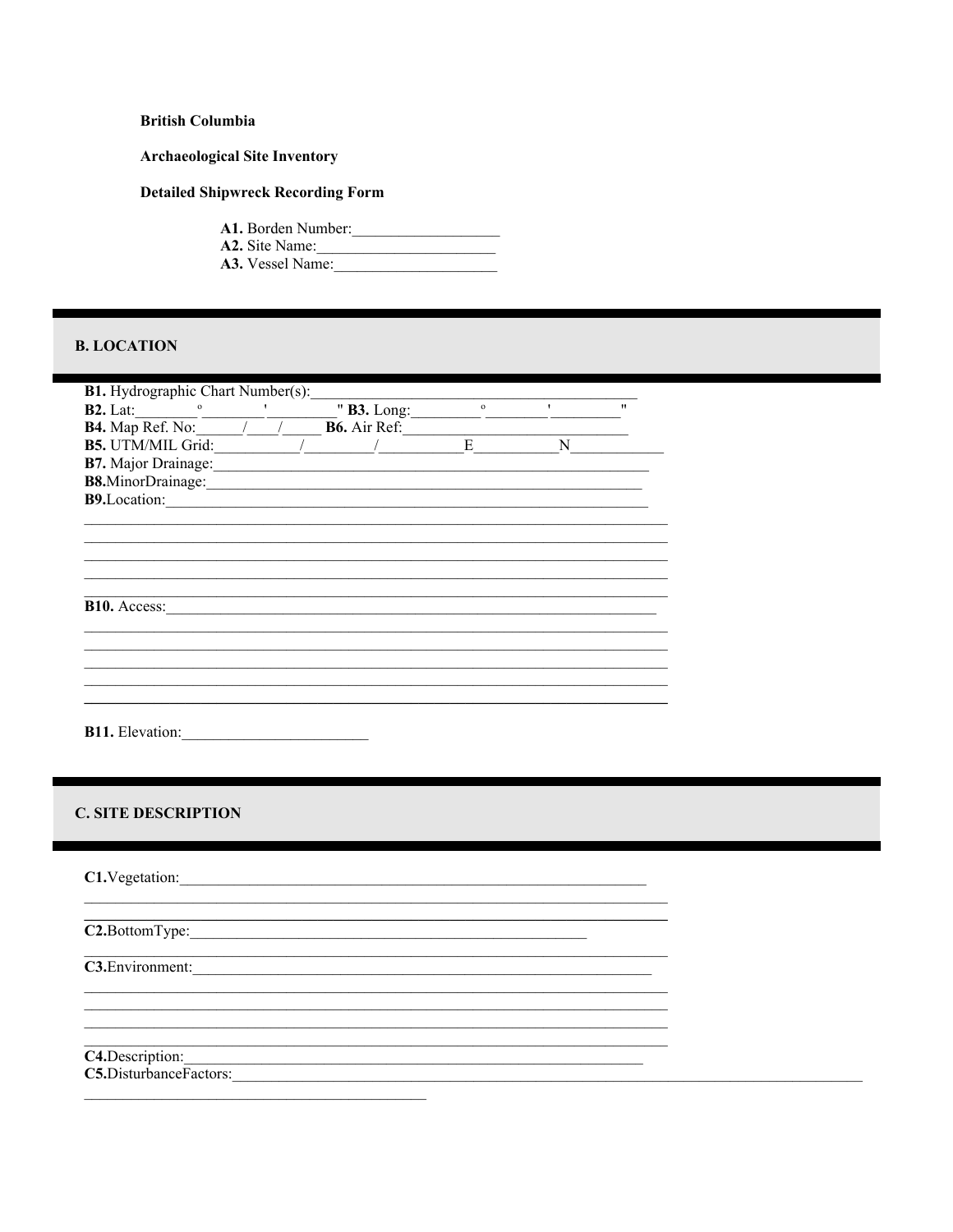**British Columbia**

**Archaeological Site Inventory**

**Detailed Shipwreck Recording Form**

**A1.** Borden Number:___________________
**A2.** Site Name:_______________________
**A3.** Vessel Name:_____________________

## B. LOCATION

**B1.** Hydrographic Chart Number(s):_________________________________________
**B2.** Lat:________º________'_________" **B3.** Long:_________º________'_________"
**B4.** Map Ref. No:______/____/_____ **B6.** Air Ref:_____________________________
**B5.** UTM/MIL Grid:___________/_________/___________E___________N____________
**B7.** Major Drainage:__________________________________________________________
**B8.**MinorDrainage:___________________________________________________________
**B9.**Location:_______________________________________________________________
___________________________________________________________________________
___________________________________________________________________________
___________________________________________________________________________
___________________________________________________________________________
___________________________________________________________________________
**B10.** Access:________________________________________________________________
___________________________________________________________________________
___________________________________________________________________________
___________________________________________________________________________
___________________________________________________________________________
___________________________________________________________________________

**B11.** Elevation:_________________________

## C. SITE DESCRIPTION

**C1.**Vegetation:______________________________________________________________
___________________________________________________________________________
___________________________________________________________________________
**C2.**BottomType:____________________________________________________
___________________________________________________________________________
**C3.**Environment:_____________________________________________________________
___________________________________________________________________________
___________________________________________________________________________
___________________________________________________________________________
___________________________________________________________________________
**C4.**Description:______________________________________________________________
**C5.**DisturbanceFactors:_____________________________________________________________________________________
____________________________________________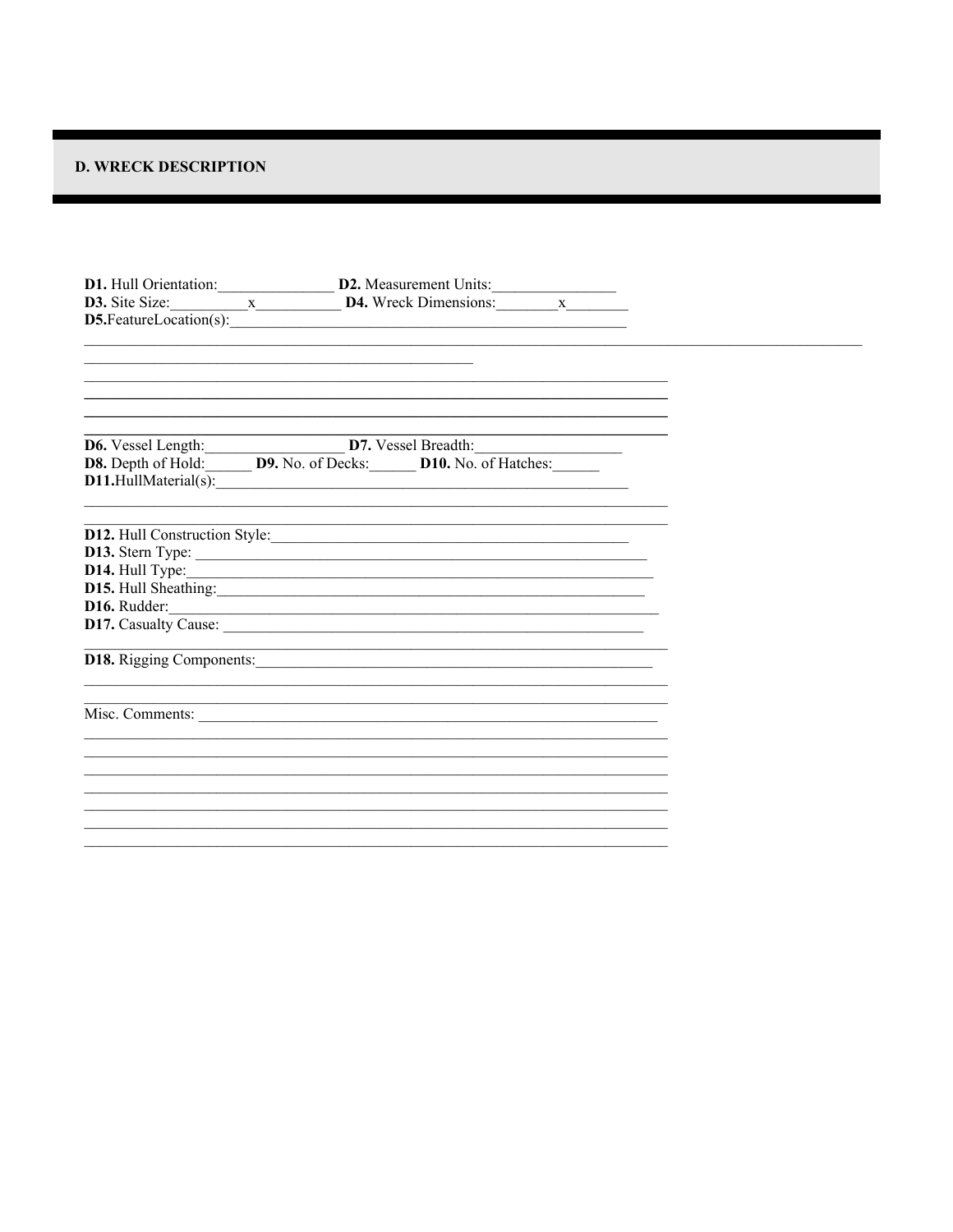## D. WRECK DESCRIPTION

**D1.** Hull Orientation:_______________ **D2.** Measurement Units:________________
**D3.** Site Size:__________x___________ **D4.** Wreck Dimensions:________x________
**D5.**FeatureLocation(s):_____________________________________________________

_____________________________________________________________________________
_____________________________________________________________________________
_____________________________________________________________________________
_____________________________________________________________________________
_____________________________________________________________________________

**D6.** Vessel Length:__________________ **D7.** Vessel Breadth:___________________
**D8.** Depth of Hold:______ **D9.** No. of Decks:______ **D10.** No. of Hatches:______
**D11.**HullMaterial(s):________________________________________________________

_____________________________________________________________________________
_____________________________________________________________________________

**D12.** Hull Construction Style:________________________________________________
**D13.** Stern Type: ____________________________________________________________
**D14.** Hull Type:______________________________________________________________
**D15.** Hull Sheathing:_________________________________________________________
**D16.** Rudder:________________________________________________________________
**D17.** Casualty Cause: _________________________________________________________

_____________________________________________________________________________

**D18.** Rigging Components:_____________________________________________________

_____________________________________________________________________________
_____________________________________________________________________________

Misc. Comments: _______________________________________________________________

_____________________________________________________________________________
_____________________________________________________________________________
_____________________________________________________________________________
_____________________________________________________________________________
_____________________________________________________________________________
_____________________________________________________________________________
_____________________________________________________________________________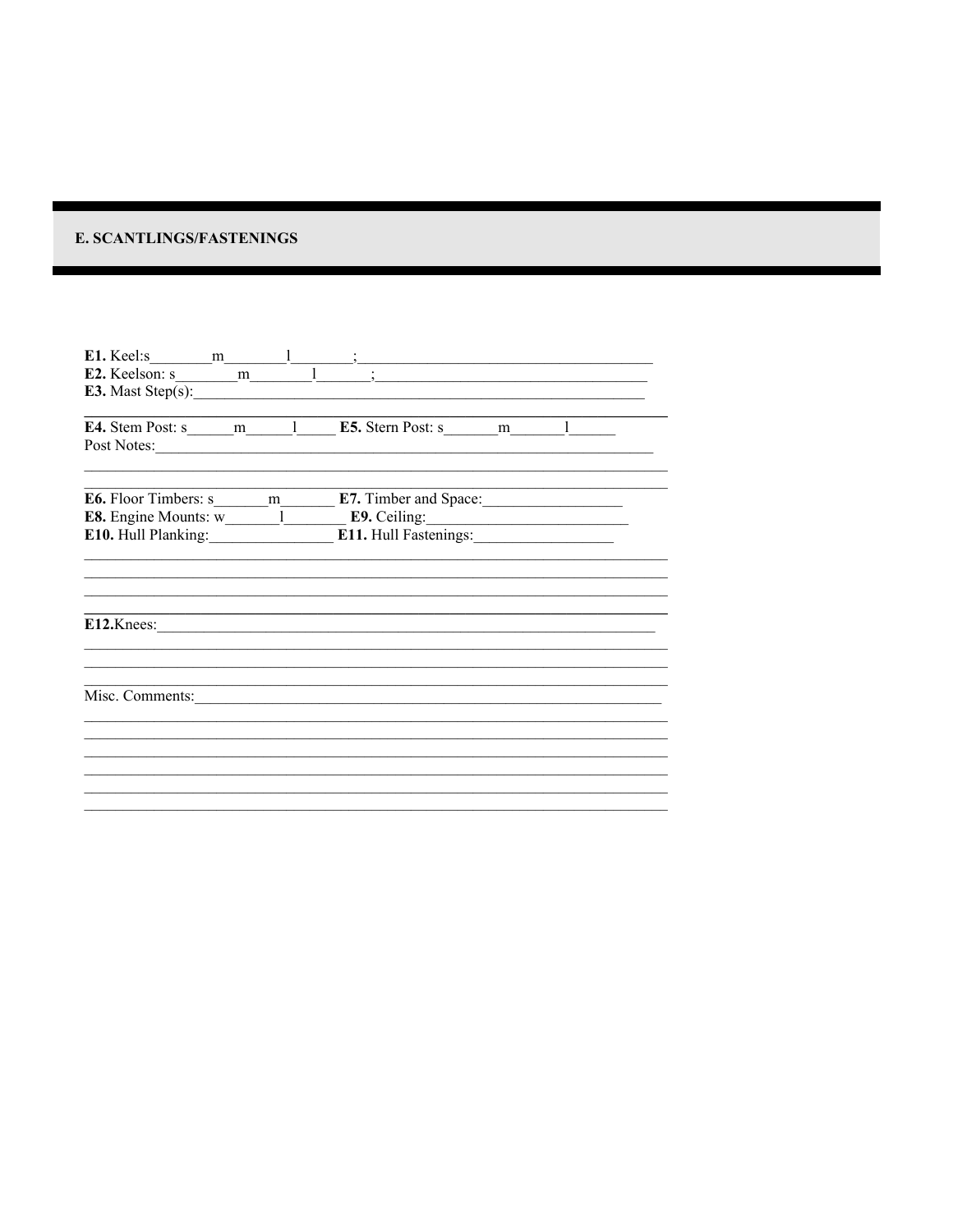## E. SCANTLINGS/FASTENINGS

**E1.** Keel:s________m________l________;________________________________________

**E2.** Keelson: s________m________l_______;______________________________________

**E3.** Mast Step(s):______________________________________________________________

---

**E4.** Stem Post: s______m______l_____ **E5.** Stern Post: s_______m_______l______

Post Notes:_______________________________________________________________________

__________________________________________________________________________________

---

**E6.** Floor Timbers: s_______m_______ **E7.** Timber and Space:__________________

**E8.** Engine Mounts: w_______l________ **E9.** Ceiling:__________________________

**E10.** Hull Planking:________________ **E11.** Hull Fastenings:__________________

__________________________________________________________________________________

__________________________________________________________________________________

__________________________________________________________________________________

---

**E12.**Knees:____________________________________________________________________

__________________________________________________________________________________

__________________________________________________________________________________

__________________________________________________________________________________

Misc. Comments:___________________________________________________________________

__________________________________________________________________________________

__________________________________________________________________________________

__________________________________________________________________________________

__________________________________________________________________________________

__________________________________________________________________________________

__________________________________________________________________________________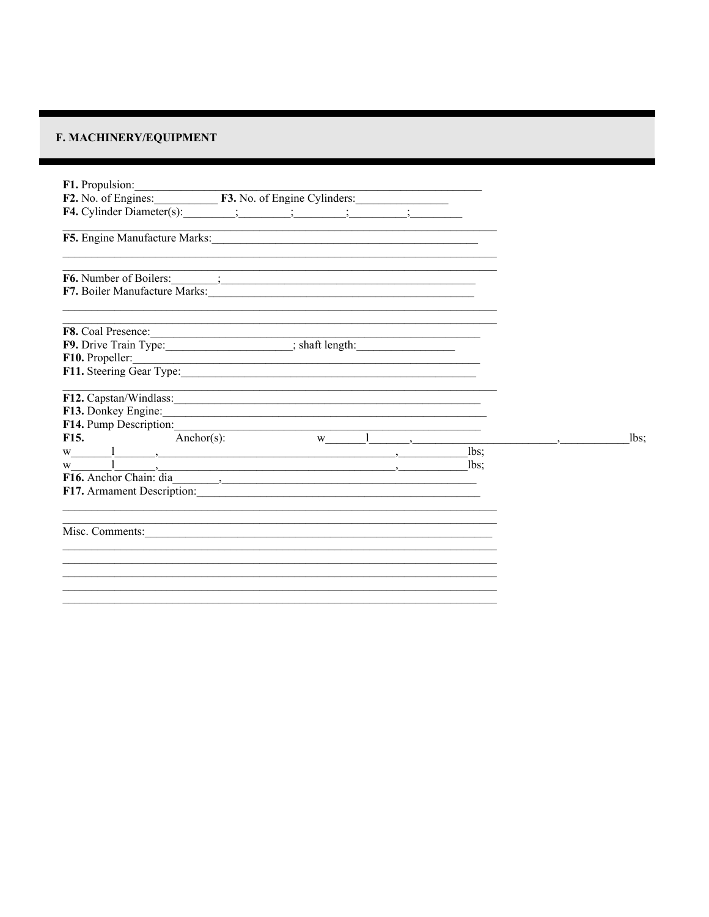## F. MACHINERY/EQUIPMENT

**F1.** Propulsion:_______________________________________________________________

**F2.** No. of Engines:___________ **F3.** No. of Engine Cylinders:________________

**F4.** Cylinder Diameter(s):_________;_________;_________;__________;_________

_______________________________________________________________________________

**F5.** Engine Manufacture Marks:_______________________________________________

_______________________________________________________________________________

_______________________________________________________________________________

**F6.** Number of Boilers:________;_______________________________________________

**F7.** Boiler Manufacture Marks:________________________________________________

_______________________________________________________________________________

_______________________________________________________________________________

**F8.** Coal Presence:______________________________________________________________

**F9.** Drive Train Type:______________________; shaft length:_________________

**F10.** Propeller:_________________________________________________________________

**F11.** Steering Gear Type:_________________________________________________________

_______________________________________________________________________________

**F12.** Capstan/Windlass:__________________________________________________________

**F13.** Donkey Engine:_____________________________________________________________

**F14.** Pump Description:__________________________________________________________

**F15.** Anchor(s): w_______l_______,__________________________,____________lbs;

w_______l_______,___________________________________________,____________lbs;

w_______l_______,___________________________________________,____________lbs;

**F16.** Anchor Chain: dia________,_______________________________________________

**F17.** Armament Description:______________________________________________________

_______________________________________________________________________________

_______________________________________________________________________________

Misc. Comments:___________________________________________________________________

_______________________________________________________________________________

_______________________________________________________________________________

_______________________________________________________________________________

_______________________________________________________________________________

_______________________________________________________________________________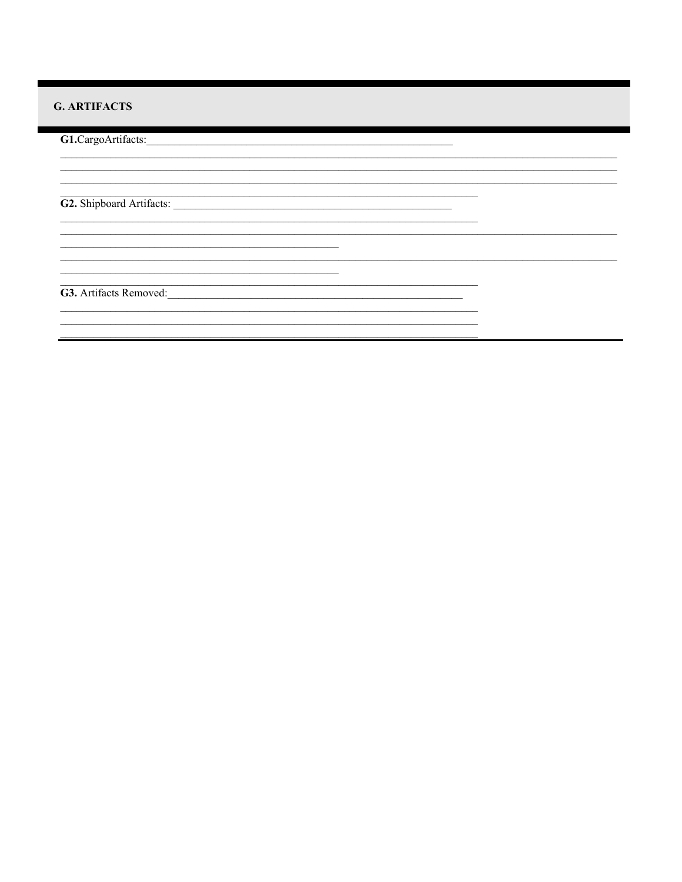## G. ARTIFACTS

**G1.**CargoArtifacts:

**G2.** Shipboard Artifacts:

**G3.** Artifacts Removed: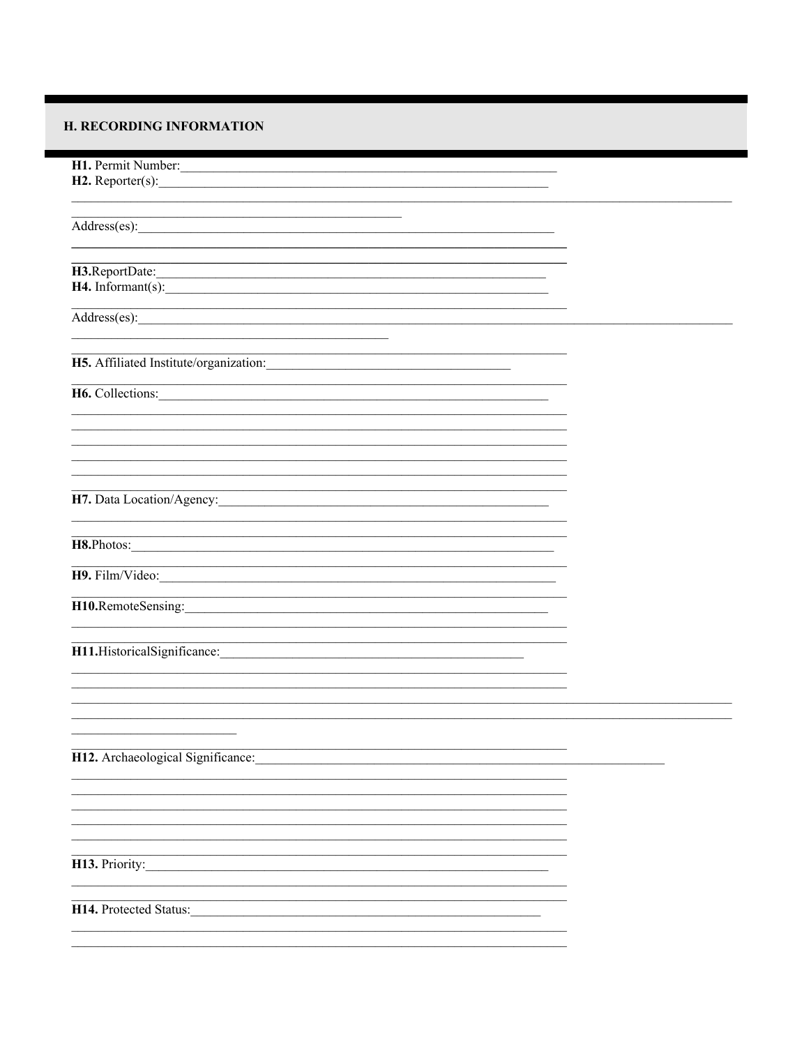## H. RECORDING INFORMATION

**H1.** Permit Number:\_\_\_\_\_\_\_\_\_\_\_\_\_\_\_\_\_\_\_\_\_\_\_\_\_\_\_\_\_\_\_\_\_\_\_\_\_\_\_\_\_\_\_\_\_\_\_\_\_\_\_\_\_\_\_\_\_\_\_\_

**H2.** Reporter(s):\_\_\_\_\_\_\_\_\_\_\_\_\_\_\_\_\_\_\_\_\_\_\_\_\_\_\_\_\_\_\_\_\_\_\_\_\_\_\_\_\_\_\_\_\_\_\_\_\_\_\_\_\_\_\_\_\_\_\_\_\_\_

Address(es):\_\_\_\_\_\_\_\_\_\_\_\_\_\_\_\_\_\_\_\_\_\_\_\_\_\_\_\_\_\_\_\_\_\_\_\_\_\_\_\_\_\_\_\_\_\_\_\_\_\_\_\_\_\_\_\_\_\_\_\_\_\_\_\_

**H3.**ReportDate:\_\_\_\_\_\_\_\_\_\_\_\_\_\_\_\_\_\_\_\_\_\_\_\_\_\_\_\_\_\_\_\_\_\_\_\_\_\_\_\_\_\_\_\_\_\_\_\_\_\_\_\_\_\_\_\_\_\_\_\_\_\_\_

**H4.** Informant(s):\_\_\_\_\_\_\_\_\_\_\_\_\_\_\_\_\_\_\_\_\_\_\_\_\_\_\_\_\_\_\_\_\_\_\_\_\_\_\_\_\_\_\_\_\_\_\_\_\_\_\_\_\_\_\_\_\_\_\_\_\_\_

Address(es):\_\_\_\_\_\_\_\_\_\_\_\_\_\_\_\_\_\_\_\_\_\_\_\_\_\_\_\_\_\_\_\_\_\_\_\_\_\_\_\_\_\_\_\_\_\_\_\_\_\_\_\_\_\_\_\_\_\_\_\_\_\_\_\_

**H5.** Affiliated Institute/organization:\_\_\_\_\_\_\_\_\_\_\_\_\_\_\_\_\_\_\_\_\_\_\_\_\_\_\_\_\_\_\_\_\_\_\_\_\_\_\_\_\_\_\_

**H6.** Collections:\_\_\_\_\_\_\_\_\_\_\_\_\_\_\_\_\_\_\_\_\_\_\_\_\_\_\_\_\_\_\_\_\_\_\_\_\_\_\_\_\_\_\_\_\_\_\_\_\_\_\_\_\_\_\_\_\_\_\_\_\_\_

**H7.** Data Location/Agency:\_\_\_\_\_\_\_\_\_\_\_\_\_\_\_\_\_\_\_\_\_\_\_\_\_\_\_\_\_\_\_\_\_\_\_\_\_\_\_\_\_\_\_\_\_\_\_\_\_\_\_\_\_

**H8.**Photos:\_\_\_\_\_\_\_\_\_\_\_\_\_\_\_\_\_\_\_\_\_\_\_\_\_\_\_\_\_\_\_\_\_\_\_\_\_\_\_\_\_\_\_\_\_\_\_\_\_\_\_\_\_\_\_\_\_\_\_\_\_\_\_\_\_\_\_

**H9.** Film/Video:\_\_\_\_\_\_\_\_\_\_\_\_\_\_\_\_\_\_\_\_\_\_\_\_\_\_\_\_\_\_\_\_\_\_\_\_\_\_\_\_\_\_\_\_\_\_\_\_\_\_\_\_\_\_\_\_\_\_\_\_\_\_\_

**H10.**RemoteSensing:\_\_\_\_\_\_\_\_\_\_\_\_\_\_\_\_\_\_\_\_\_\_\_\_\_\_\_\_\_\_\_\_\_\_\_\_\_\_\_\_\_\_\_\_\_\_\_\_\_\_\_\_\_\_\_\_\_\_

**H11.**HistoricalSignificance:\_\_\_\_\_\_\_\_\_\_\_\_\_\_\_\_\_\_\_\_\_\_\_\_\_\_\_\_\_\_\_\_\_\_\_\_\_\_\_\_\_\_\_\_\_\_\_\_\_\_

**H12.** Archaeological Significance:\_\_\_\_\_\_\_\_\_\_\_\_\_\_\_\_\_\_\_\_\_\_\_\_\_\_\_\_\_\_\_\_\_\_\_\_\_\_\_\_\_\_\_\_\_\_\_\_\_\_\_\_\_\_\_\_\_\_\_\_\_\_\_\_\_\_\_\_\_

**H13.** Priority:\_\_\_\_\_\_\_\_\_\_\_\_\_\_\_\_\_\_\_\_\_\_\_\_\_\_\_\_\_\_\_\_\_\_\_\_\_\_\_\_\_\_\_\_\_\_\_\_\_\_\_\_\_\_\_\_\_\_\_\_\_\_\_\_\_\_

**H14.** Protected Status:\_\_\_\_\_\_\_\_\_\_\_\_\_\_\_\_\_\_\_\_\_\_\_\_\_\_\_\_\_\_\_\_\_\_\_\_\_\_\_\_\_\_\_\_\_\_\_\_\_\_\_\_\_\_\_\_\_